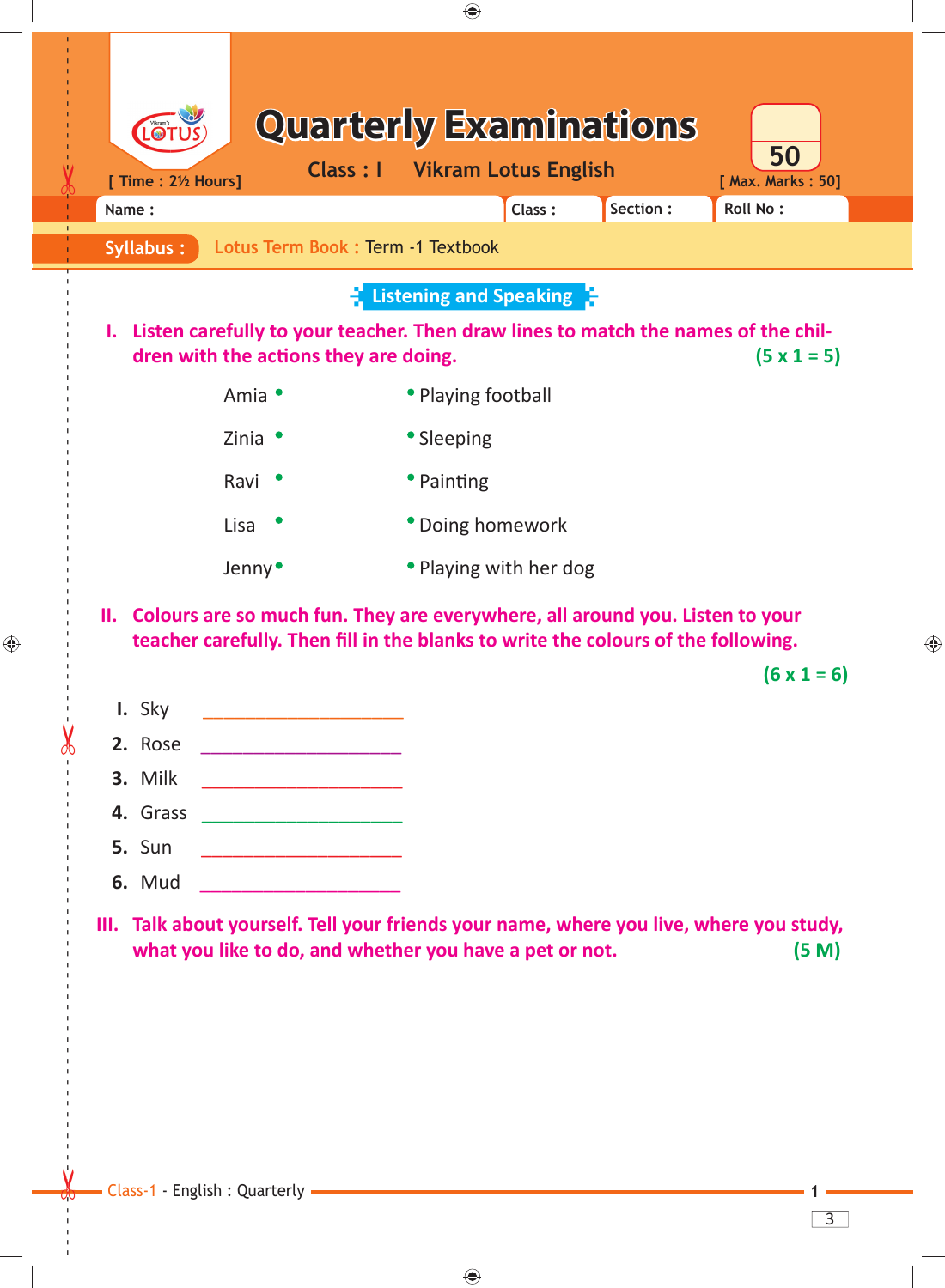# Quarterly Examinations

**Class : I** **Vikram Lotus English**

[ Time : 2½ Hours] [ Max. Marks : 50]

Name : Class : Section : Roll No :

**Syllabus :** Lotus Term Book : Term -1 Textbook

## Listening and Speaking

**I. Listen carefully to your teacher. Then draw lines to match the names of the children with the actions they are doing.** **(5 x 1 = 5)**

| | |
|---|---|
| Amia | Playing football |
| Zinia | Sleeping |
| Ravi | Painting |
| Lisa | Doing homework |
| Jenny | Playing with her dog |

**II. Colours are so much fun. They are everywhere, all around you. Listen to your teacher carefully. Then fill in the blanks to write the colours of the following.** **(6 x 1 = 6)**

1. Sky ____________________
2. Rose ____________________
3. Milk ____________________
4. Grass ____________________
5. Sun ____________________
6. Mud ____________________

**III. Talk about yourself. Tell your friends your name, where you live, where you study, what you like to do, and whether you have a pet or not.** **(5 M)**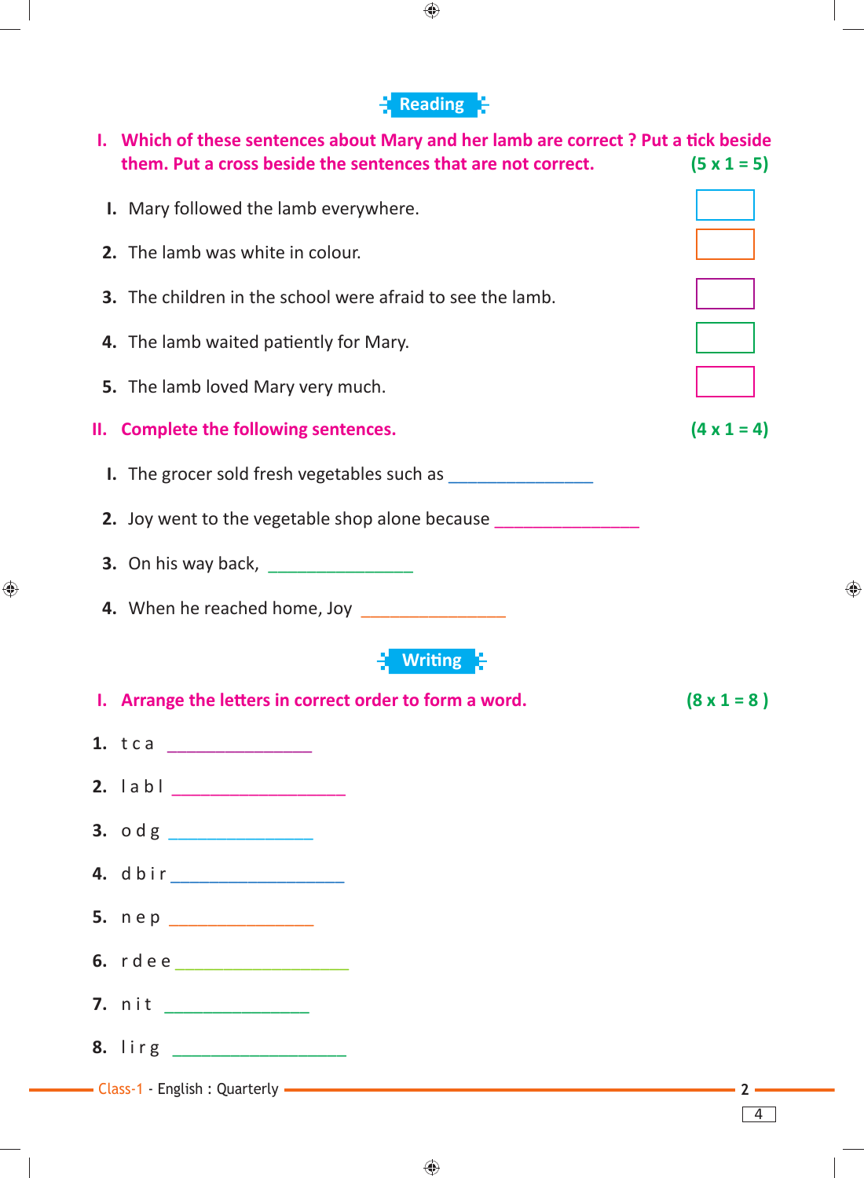## Reading

**I. Which of these sentences about Mary and her lamb are correct ? Put a tick beside them. Put a cross beside the sentences that are not correct.** **(5 x 1 = 5)**

1. Mary followed the lamb everywhere. ☐
2. The lamb was white in colour. ☐
3. The children in the school were afraid to see the lamb. ☐
4. The lamb waited patiently for Mary. ☐
5. The lamb loved Mary very much. ☐

**II. Complete the following sentences.** **(4 x 1 = 4)**

1. The grocer sold fresh vegetables such as ________________
2. Joy went to the vegetable shop alone because ________________
3. On his way back, ________________
4. When he reached home, Joy ________________

## Writing

**I. Arrange the letters in correct order to form a word.** **(8 x 1 = 8 )**

1. t c a ________________
2. l a b l ___________________
3. o d g ________________
4. d b i r ___________________
5. n e p ________________
6. r d e e ___________________
7. n i t ________________
8. l i r g ___________________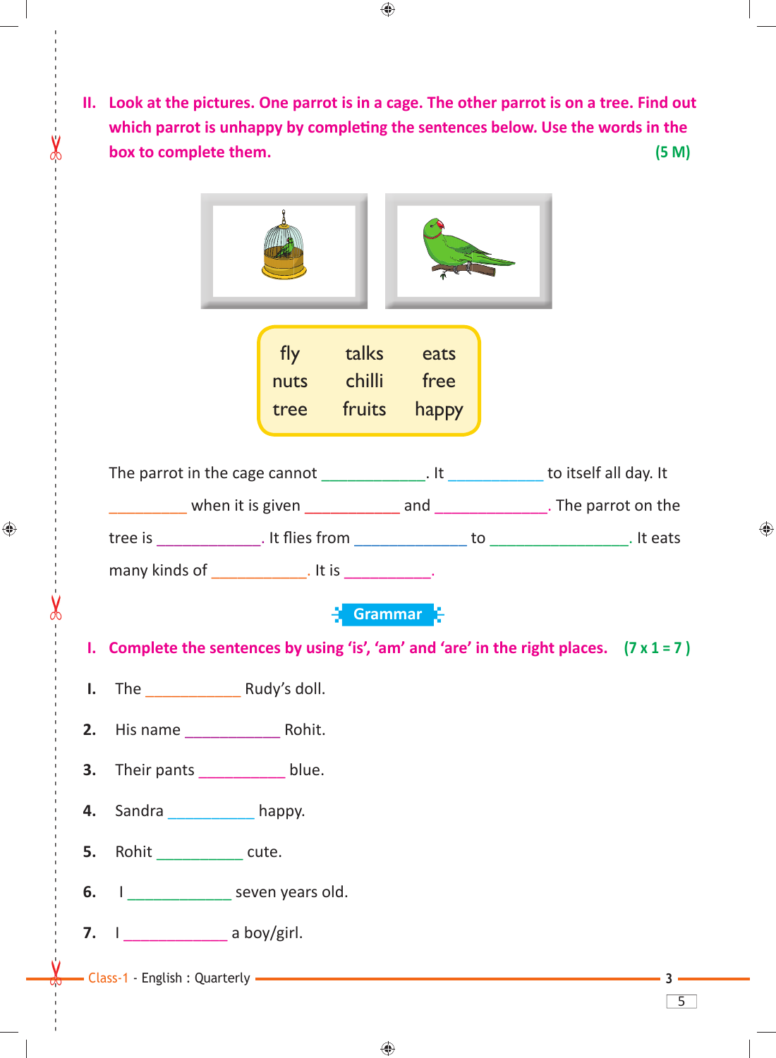**II. Look at the pictures. One parrot is in a cage. The other parrot is on a tree. Find out which parrot is unhappy by completing the sentences below. Use the words in the box to complete them.** **(5 M)**

| | | |
|---|---|---|
| fly | talks | eats |
| nuts | chilli | free |
| tree | fruits | happy |

The parrot in the cage cannot ____________. It ___________ to itself all day. It _________ when it is given __________ and _____________. The parrot on the tree is ____________. It flies from _____________ to ________________. It eats many kinds of ___________. It is __________.

## Grammar

**I. Complete the sentences by using 'is', 'am' and 'are' in the right places.** **(7 x 1 = 7 )**

1. The ___________ Rudy's doll.
2. His name ___________ Rohit.
3. Their pants __________ blue.
4. Sandra __________ happy.
5. Rohit __________ cute.
6. I ____________ seven years old.
7. I ____________ a boy/girl.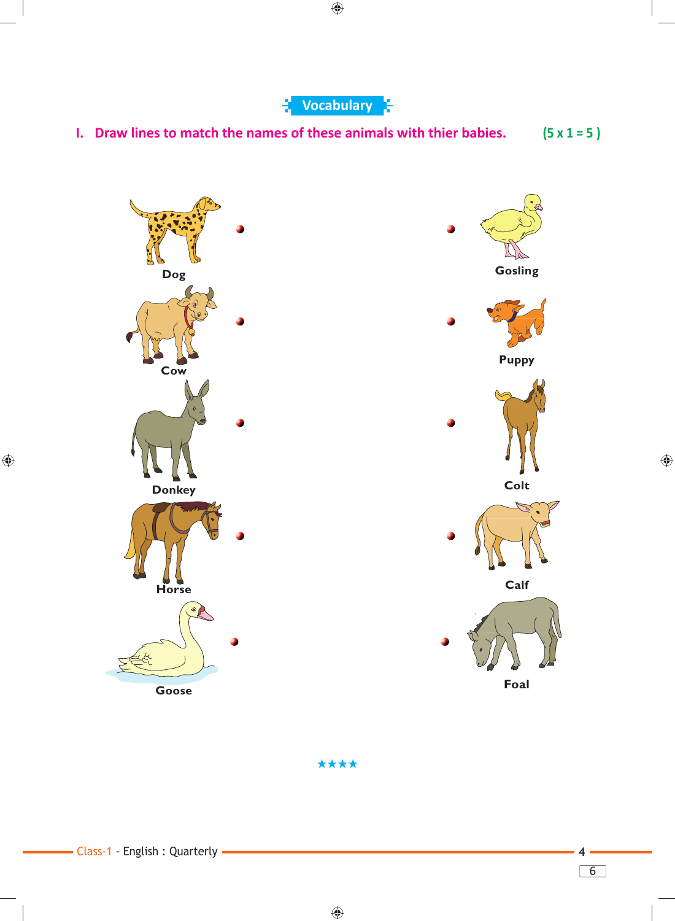## Vocabulary

**I. Draw lines to match the names of these animals with thier babies.** **(5 x 1 = 5 )**

| | |
|---|---|
| Dog | Gosling |
| Cow | Puppy |
| Donkey | Colt |
| Horse | Calf |
| Goose | Foal |

★★★★